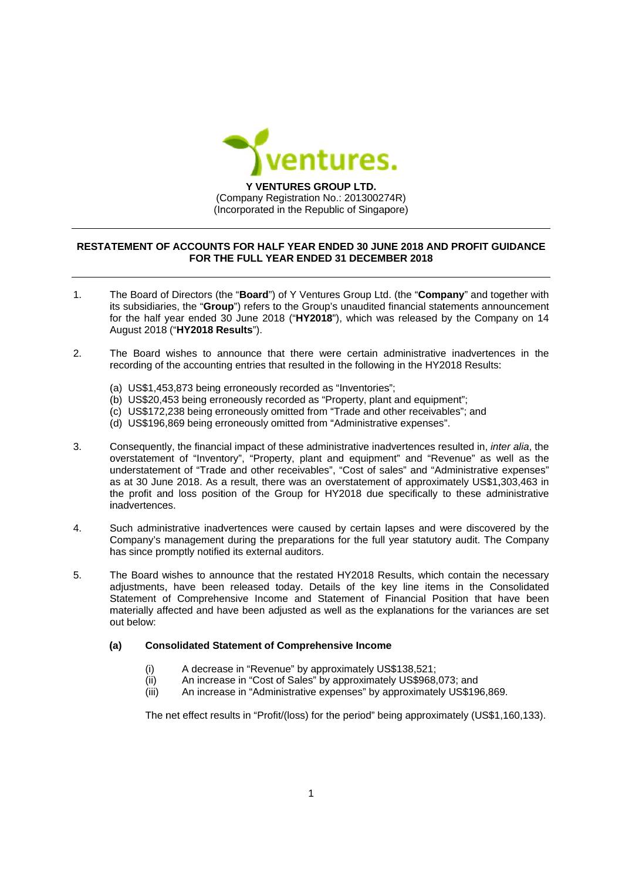**Y VENTURES GROUP LTD.**
(Company Registration No.: 201300274R)
(Incorporated in the Republic of Singapore)

---

**RESTATEMENT OF ACCOUNTS FOR HALF YEAR ENDED 30 JUNE 2018 AND PROFIT GUIDANCE FOR THE FULL YEAR ENDED 31 DECEMBER 2018**

---

1. The Board of Directors (the "**Board**") of Y Ventures Group Ltd. (the "**Company**" and together with its subsidiaries, the "**Group**") refers to the Group's unaudited financial statements announcement for the half year ended 30 June 2018 ("**HY2018**"), which was released by the Company on 14 August 2018 ("**HY2018 Results**").

2. The Board wishes to announce that there were certain administrative inadvertences in the recording of the accounting entries that resulted in the following in the HY2018 Results:

   (a) US$1,453,873 being erroneously recorded as "Inventories";
   (b) US$20,453 being erroneously recorded as "Property, plant and equipment";
   (c) US$172,238 being erroneously omitted from "Trade and other receivables"; and
   (d) US$196,869 being erroneously omitted from "Administrative expenses".

3. Consequently, the financial impact of these administrative inadvertences resulted in, *inter alia*, the overstatement of "Inventory", "Property, plant and equipment" and "Revenue" as well as the understatement of "Trade and other receivables", "Cost of sales" and "Administrative expenses" as at 30 June 2018. As a result, there was an overstatement of approximately US$1,303,463 in the profit and loss position of the Group for HY2018 due specifically to these administrative inadvertences.

4. Such administrative inadvertences were caused by certain lapses and were discovered by the Company's management during the preparations for the full year statutory audit. The Company has since promptly notified its external auditors.

5. The Board wishes to announce that the restated HY2018 Results, which contain the necessary adjustments, have been released today. Details of the key line items in the Consolidated Statement of Comprehensive Income and Statement of Financial Position that have been materially affected and have been adjusted as well as the explanations for the variances are set out below:

   **(a) Consolidated Statement of Comprehensive Income**

   (i) A decrease in "Revenue" by approximately US$138,521;
   (ii) An increase in "Cost of Sales" by approximately US$968,073; and
   (iii) An increase in "Administrative expenses" by approximately US$196,869.

   The net effect results in "Profit/(loss) for the period" being approximately (US$1,160,133).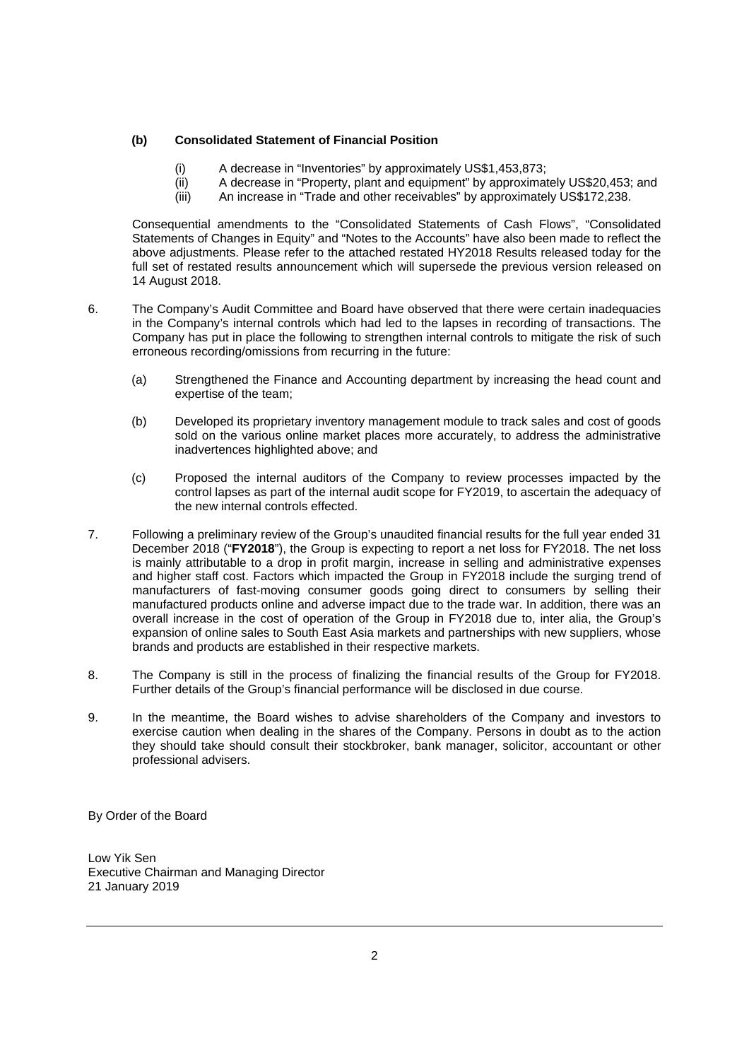**(b) Consolidated Statement of Financial Position**

(i) A decrease in "Inventories" by approximately US$1,453,873;
(ii) A decrease in "Property, plant and equipment" by approximately US$20,453; and
(iii) An increase in "Trade and other receivables" by approximately US$172,238.

Consequential amendments to the "Consolidated Statements of Cash Flows", "Consolidated Statements of Changes in Equity" and "Notes to the Accounts" have also been made to reflect the above adjustments. Please refer to the attached restated HY2018 Results released today for the full set of restated results announcement which will supersede the previous version released on 14 August 2018.

6. The Company's Audit Committee and Board have observed that there were certain inadequacies in the Company's internal controls which had led to the lapses in recording of transactions. The Company has put in place the following to strengthen internal controls to mitigate the risk of such erroneous recording/omissions from recurring in the future:

   (a) Strengthened the Finance and Accounting department by increasing the head count and expertise of the team;

   (b) Developed its proprietary inventory management module to track sales and cost of goods sold on the various online market places more accurately, to address the administrative inadvertences highlighted above; and

   (c) Proposed the internal auditors of the Company to review processes impacted by the control lapses as part of the internal audit scope for FY2019, to ascertain the adequacy of the new internal controls effected.

7. Following a preliminary review of the Group's unaudited financial results for the full year ended 31 December 2018 ("**FY2018**"), the Group is expecting to report a net loss for FY2018. The net loss is mainly attributable to a drop in profit margin, increase in selling and administrative expenses and higher staff cost. Factors which impacted the Group in FY2018 include the surging trend of manufacturers of fast-moving consumer goods going direct to consumers by selling their manufactured products online and adverse impact due to the trade war. In addition, there was an overall increase in the cost of operation of the Group in FY2018 due to, inter alia, the Group's expansion of online sales to South East Asia markets and partnerships with new suppliers, whose brands and products are established in their respective markets.

8. The Company is still in the process of finalizing the financial results of the Group for FY2018. Further details of the Group's financial performance will be disclosed in due course.

9. In the meantime, the Board wishes to advise shareholders of the Company and investors to exercise caution when dealing in the shares of the Company. Persons in doubt as to the action they should take should consult their stockbroker, bank manager, solicitor, accountant or other professional advisers.

By Order of the Board

Low Yik Sen
Executive Chairman and Managing Director
21 January 2019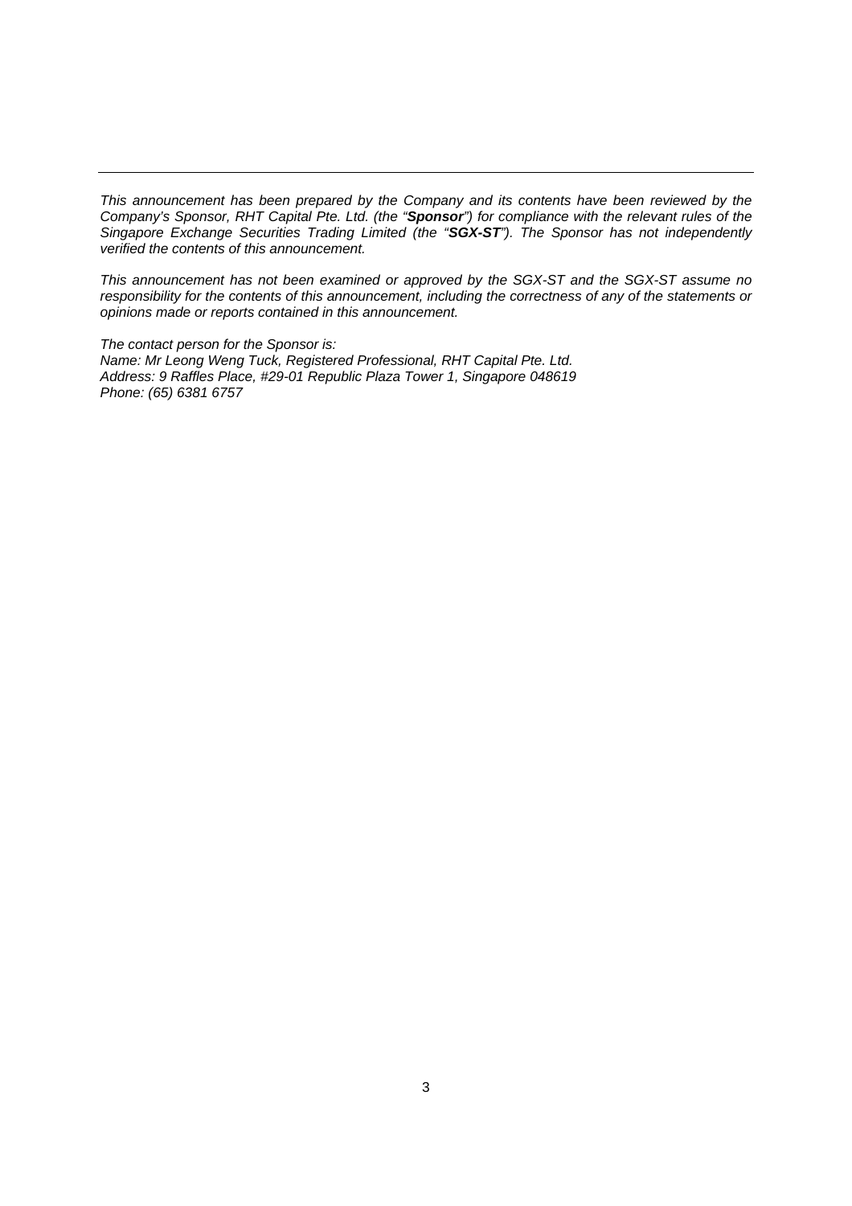---

*This announcement has been prepared by the Company and its contents have been reviewed by the Company's Sponsor, RHT Capital Pte. Ltd. (the "**Sponsor**") for compliance with the relevant rules of the Singapore Exchange Securities Trading Limited (the "**SGX-ST**"). The Sponsor has not independently verified the contents of this announcement.*

*This announcement has not been examined or approved by the SGX-ST and the SGX-ST assume no responsibility for the contents of this announcement, including the correctness of any of the statements or opinions made or reports contained in this announcement.*

*The contact person for the Sponsor is:*
*Name: Mr Leong Weng Tuck, Registered Professional, RHT Capital Pte. Ltd.*
*Address: 9 Raffles Place, #29-01 Republic Plaza Tower 1, Singapore 048619*
*Phone: (65) 6381 6757*